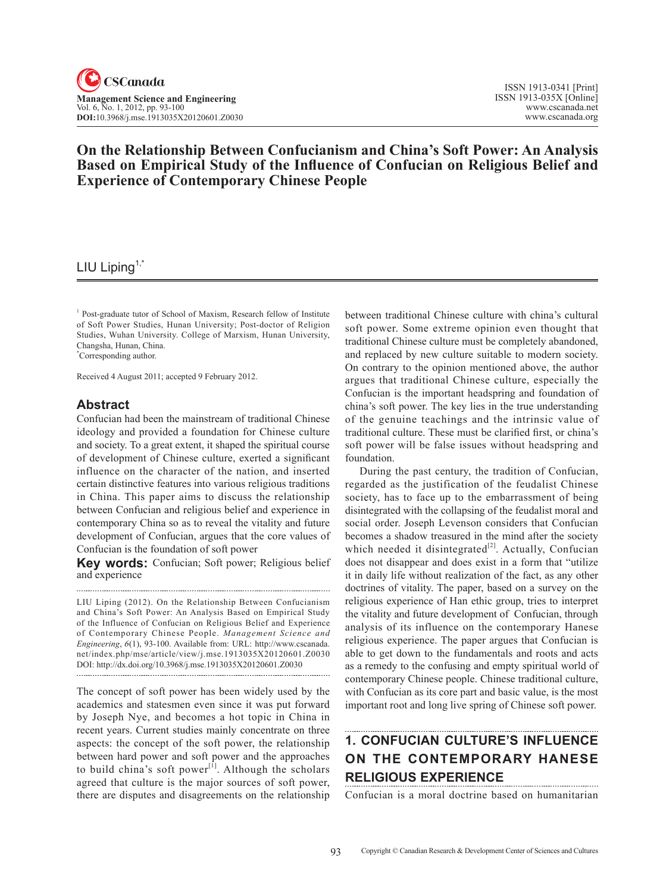# On the Relationship Between Confucianism and China's Soft Power: An Analysis Based on Empirical Study of the Influence of Confucian on Religious Belief and Experience of Contemporary Chinese People

LIU Liping[1,*]

[1] Post-graduate tutor of School of Maxism, Research fellow of Institute of Soft Power Studies, Hunan University; Post-doctor of Religion Studies, Wuhan University. College of Marxism, Hunan University, Changsha, Hunan, China.

[*] Corresponding author.

Received 4 August 2011; accepted 9 February 2012.

## Abstract

Confucian had been the mainstream of traditional Chinese ideology and provided a foundation for Chinese culture and society. To a great extent, it shaped the spiritual course of development of Chinese culture, exerted a significant influence on the character of the nation, and inserted certain distinctive features into various religious traditions in China. This paper aims to discuss the relationship between Confucian and religious belief and experience in contemporary China so as to reveal the vitality and future development of Confucian, argues that the core values of Confucian is the foundation of soft power

**Key words:** Confucian; Soft power; Religious belief and experience

LIU Liping (2012). On the Relationship Between Confucianism and China's Soft Power: An Analysis Based on Empirical Study of the Influence of Confucian on Religious Belief and Experience of Contemporary Chinese People. *Management Science and Engineering*, *6*(1), 93-100. Available from: URL: http://www.cscanada.net/index.php/mse/article/view/j.mse.1913035X20120601.Z0030 DOI: http://dx.doi.org/10.3968/j.mse.1913035X20120601.Z0030

The concept of soft power has been widely used by the academics and statesmen even since it was put forward by Joseph Nye, and becomes a hot topic in China in recent years. Current studies mainly concentrate on three aspects: the concept of the soft power, the relationship between hard power and soft power and the approaches to build china's soft power[1]. Although the scholars agreed that culture is the major sources of soft power, there are disputes and disagreements on the relationship between traditional Chinese culture with china's cultural soft power. Some extreme opinion even thought that traditional Chinese culture must be completely abandoned, and replaced by new culture suitable to modern society. On contrary to the opinion mentioned above, the author argues that traditional Chinese culture, especially the Confucian is the important headspring and foundation of china's soft power. The key lies in the true understanding of the genuine teachings and the intrinsic value of traditional culture. These must be clarified first, or china's soft power will be false issues without headspring and foundation.

During the past century, the tradition of Confucian, regarded as the justification of the feudalist Chinese society, has to face up to the embarrassment of being disintegrated with the collapsing of the feudalist moral and social order. Joseph Levenson considers that Confucian becomes a shadow treasured in the mind after the society which needed it disintegrated[2]. Actually, Confucian does not disappear and does exist in a form that "utilize it in daily life without realization of the fact, as any other doctrines of vitality. The paper, based on a survey on the religious experience of Han ethic group, tries to interpret the vitality and future development of Confucian, through analysis of its influence on the contemporary Hanese religious experience. The paper argues that Confucian is able to get down to the fundamentals and roots and acts as a remedy to the confusing and empty spiritual world of contemporary Chinese people. Chinese traditional culture, with Confucian as its core part and basic value, is the most important root and long live spring of Chinese soft power.

## 1. CONFUCIAN CULTURE'S INFLUENCE ON THE CONTEMPORARY HANESE RELIGIOUS EXPERIENCE

Confucian is a moral doctrine based on humanitarian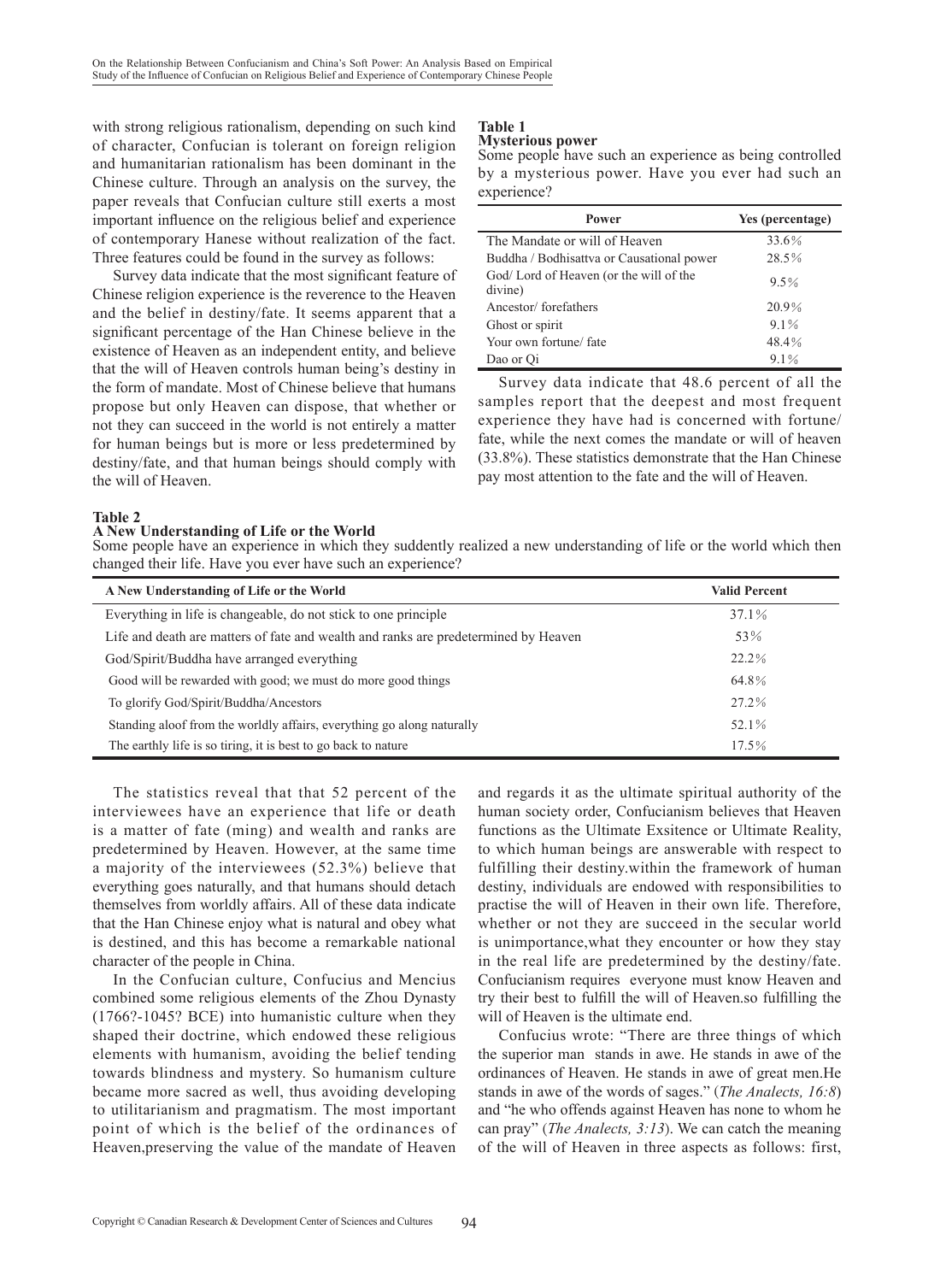with strong religious rationalism, depending on such kind of character, Confucian is tolerant on foreign religion and humanitarian rationalism has been dominant in the Chinese culture. Through an analysis on the survey, the paper reveals that Confucian culture still exerts a most important influence on the religious belief and experience of contemporary Hanese without realization of the fact. Three features could be found in the survey as follows:

Survey data indicate that the most significant feature of Chinese religion experience is the reverence to the Heaven and the belief in destiny/fate. It seems apparent that a significant percentage of the Han Chinese believe in the existence of Heaven as an independent entity, and believe that the will of Heaven controls human being's destiny in the form of mandate. Most of Chinese believe that humans propose but only Heaven can dispose, that whether or not they can succeed in the world is not entirely a matter for human beings but is more or less predetermined by destiny/fate, and that human beings should comply with the will of Heaven.

**Table 1**
**Mysterious power**
Some people have such an experience as being controlled by a mysterious power. Have you ever had such an experience?

| Power | Yes (percentage) |
|---|---|
| The Mandate or will of Heaven | 33.6% |
| Buddha / Bodhisattva or Causational power | 28.5% |
| God/ Lord of Heaven (or the will of the divine) | 9.5% |
| Ancestor/ forefathers | 20.9% |
| Ghost or spirit | 9.1% |
| Your own fortune/ fate | 48.4% |
| Dao or Qi | 9.1% |

Survey data indicate that 48.6 percent of all the samples report that the deepest and most frequent experience they have had is concerned with fortune/ fate, while the next comes the mandate or will of heaven (33.8%). These statistics demonstrate that the Han Chinese pay most attention to the fate and the will of Heaven.

**Table 2**
**A New Understanding of Life or the World**
Some people have an experience in which they suddently realized a new understanding of life or the world which then changed their life. Have you ever have such an experience?

| A New Understanding of Life or the World | Valid Percent |
|---|---|
| Everything in life is changeable, do not stick to one principle | 37.1% |
| Life and death are matters of fate and wealth and ranks are predetermined by Heaven | 53% |
| God/Spirit/Buddha have arranged everything | 22.2% |
| Good will be rewarded with good; we must do more good things | 64.8% |
| To glorify God/Spirit/Buddha/Ancestors | 27.2% |
| Standing aloof from the worldly affairs, everything go along naturally | 52.1% |
| The earthly life is so tiring, it is best to go back to nature | 17.5% |

The statistics reveal that that 52 percent of the interviewees have an experience that life or death is a matter of fate (ming) and wealth and ranks are predetermined by Heaven. However, at the same time a majority of the interviewees (52.3%) believe that everything goes naturally, and that humans should detach themselves from worldly affairs. All of these data indicate that the Han Chinese enjoy what is natural and obey what is destined, and this has become a remarkable national character of the people in China.

In the Confucian culture, Confucius and Mencius combined some religious elements of the Zhou Dynasty (1766?-1045? BCE) into humanistic culture when they shaped their doctrine, which endowed these religious elements with humanism, avoiding the belief tending towards blindness and mystery. So humanism culture became more sacred as well, thus avoiding developing to utilitarianism and pragmatism. The most important point of which is the belief of the ordinances of Heaven,preserving the value of the mandate of Heaven and regards it as the ultimate spiritual authority of the human society order, Confucianism believes that Heaven functions as the Ultimate Exsitence or Ultimate Reality, to which human beings are answerable with respect to fulfilling their destiny.within the framework of human destiny, individuals are endowed with responsibilities to practise the will of Heaven in their own life. Therefore, whether or not they are succeed in the secular world is unimportance,what they encounter or how they stay in the real life are predetermined by the destiny/fate. Confucianism requires everyone must know Heaven and try their best to fulfill the will of Heaven.so fulfilling the will of Heaven is the ultimate end.

Confucius wrote: "There are three things of which the superior man stands in awe. He stands in awe of the ordinances of Heaven. He stands in awe of great men.He stands in awe of the words of sages." (*The Analects, 16:8*) and "he who offends against Heaven has none to whom he can pray" (*The Analects, 3:13*). We can catch the meaning of the will of Heaven in three aspects as follows: first,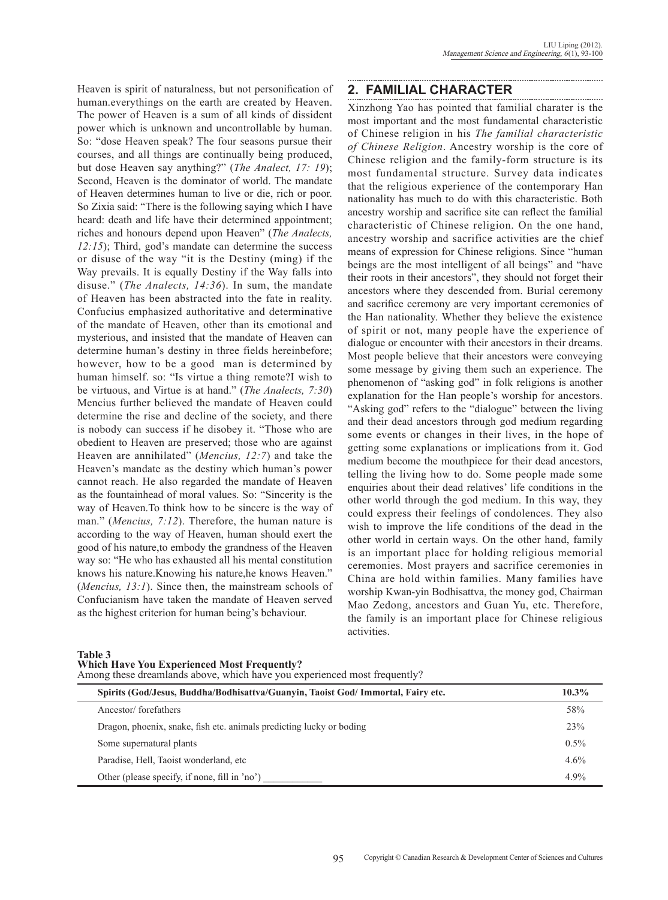Heaven is spirit of naturalness, but not personification of human.everythings on the earth are created by Heaven. The power of Heaven is a sum of all kinds of dissident power which is unknown and uncontrollable by human. So: "dose Heaven speak? The four seasons pursue their courses, and all things are continually being produced, but dose Heaven say anything?" (*The Analect, 17: 19*); Second, Heaven is the dominator of world. The mandate of Heaven determines human to live or die, rich or poor. So Zixia said: "There is the following saying which I have heard: death and life have their determined appointment; riches and honours depend upon Heaven" (*The Analects, 12:15*); Third, god's mandate can determine the success or disuse of the way "it is the Destiny (ming) if the Way prevails. It is equally Destiny if the Way falls into disuse." (*The Analects, 14:36*). In sum, the mandate of Heaven has been abstracted into the fate in reality. Confucius emphasized authoritative and determinative of the mandate of Heaven, other than its emotional and mysterious, and insisted that the mandate of Heaven can determine human's destiny in three fields hereinbefore; however, how to be a good man is determined by human himself. so: "Is virtue a thing remote?I wish to be virtuous, and Virtue is at hand." (*The Analects, 7:30*) Mencius further believed the mandate of Heaven could determine the rise and decline of the society, and there is nobody can success if he disobey it. "Those who are obedient to Heaven are preserved; those who are against Heaven are annihilated" (*Mencius, 12:7*) and take the Heaven's mandate as the destiny which human's power cannot reach. He also regarded the mandate of Heaven as the fountainhead of moral values. So: "Sincerity is the way of Heaven.To think how to be sincere is the way of man." (*Mencius, 7:12*). Therefore, the human nature is according to the way of Heaven, human should exert the good of his nature,to embody the grandness of the Heaven way so: "He who has exhausted all his mental constitution knows his nature.Knowing his nature,he knows Heaven." (*Mencius, 13:1*). Since then, the mainstream schools of Confucianism have taken the mandate of Heaven served as the highest criterion for human being's behaviour.

## 2. FAMILIAL CHARACTER

Xinzhong Yao has pointed that familial charater is the most important and the most fundamental characteristic of Chinese religion in his *The familial characteristic of Chinese Religion*. Ancestry worship is the core of Chinese religion and the family-form structure is its most fundamental structure. Survey data indicates that the religious experience of the contemporary Han nationality has much to do with this characteristic. Both ancestry worship and sacrifice site can reflect the familial characteristic of Chinese religion. On the one hand, ancestry worship and sacrifice activities are the chief means of expression for Chinese religions. Since "human beings are the most intelligent of all beings" and "have their roots in their ancestors", they should not forget their ancestors where they descended from. Burial ceremony and sacrifice ceremony are very important ceremonies of the Han nationality. Whether they believe the existence of spirit or not, many people have the experience of dialogue or encounter with their ancestors in their dreams. Most people believe that their ancestors were conveying some message by giving them such an experience. The phenomenon of "asking god" in folk religions is another explanation for the Han people's worship for ancestors. "Asking god" refers to the "dialogue" between the living and their dead ancestors through god medium regarding some events or changes in their lives, in the hope of getting some explanations or implications from it. God medium become the mouthpiece for their dead ancestors, telling the living how to do. Some people made some enquiries about their dead relatives' life conditions in the other world through the god medium. In this way, they could express their feelings of condolences. They also wish to improve the life conditions of the dead in the other world in certain ways. On the other hand, family is an important place for holding religious memorial ceremonies. Most prayers and sacrifice ceremonies in China are hold within families. Many families have worship Kwan-yin Bodhisattva, the money god, Chairman Mao Zedong, ancestors and Guan Yu, etc. Therefore, the family is an important place for Chinese religious activities.

**Table 3**
**Which Have You Experienced Most Frequently?**
Among these dreamlands above, which have you experienced most frequently?

| Spirits (God/Jesus, Buddha/Bodhisattva/Guanyin, Taoist God/ Immortal, Fairy etc. | 10.3% |
|---|---|
| Ancestor/ forefathers | 58% |
| Dragon, phoenix, snake, fish etc. animals predicting lucky or boding | 23% |
| Some supernatural plants | 0.5% |
| Paradise, Hell, Taoist wonderland, etc | 4.6% |
| Other (please specify, if none, fill in 'no') ____________ | 4.9% |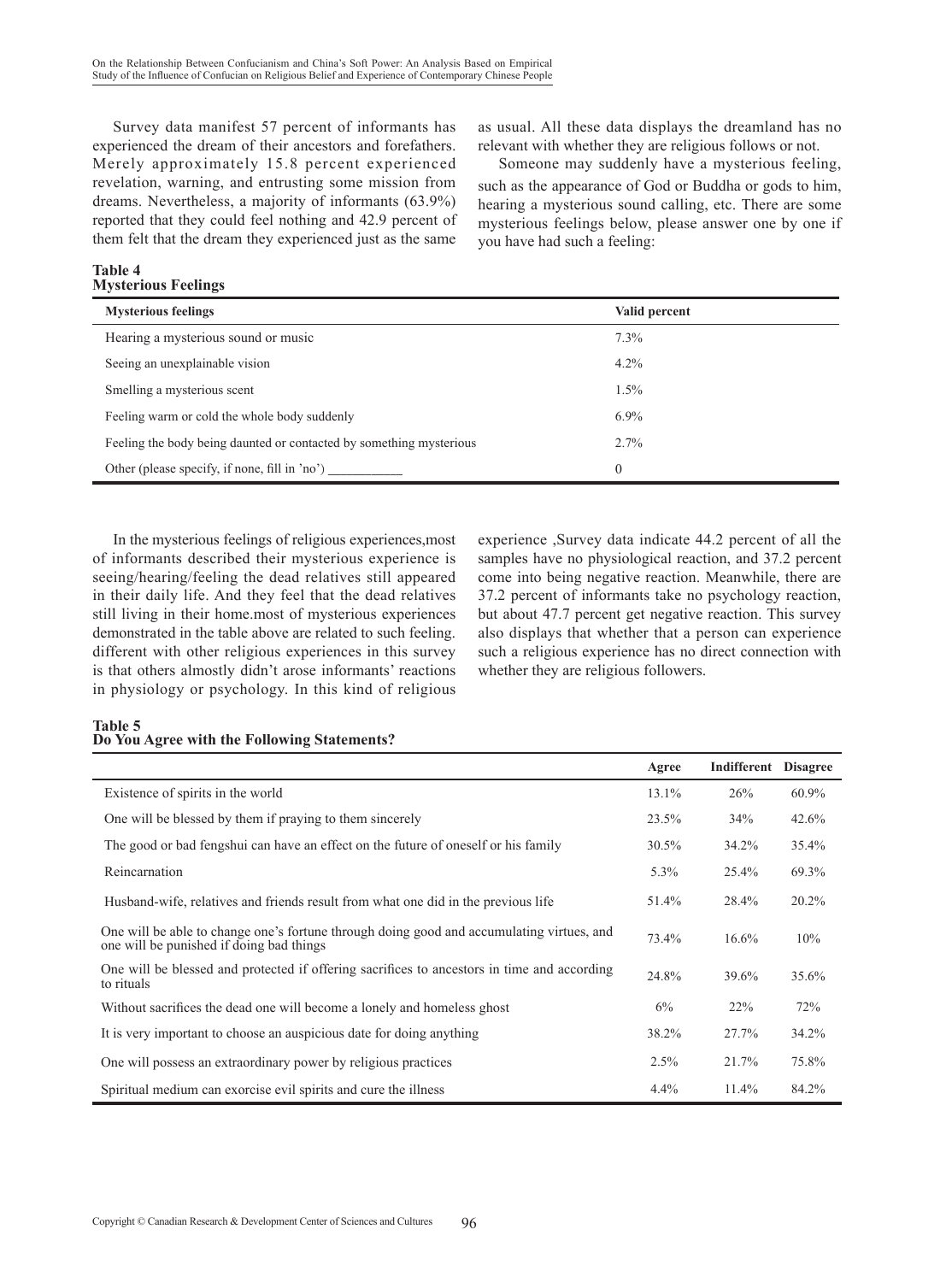Survey data manifest 57 percent of informants has experienced the dream of their ancestors and forefathers. Merely approximately 15.8 percent experienced revelation, warning, and entrusting some mission from dreams. Nevertheless, a majority of informants (63.9%) reported that they could feel nothing and 42.9 percent of them felt that the dream they experienced just as the same as usual. All these data displays the dreamland has no relevant with whether they are religious follows or not.

Someone may suddenly have a mysterious feeling, such as the appearance of God or Buddha or gods to him, hearing a mysterious sound calling, etc. There are some mysterious feelings below, please answer one by one if you have had such a feeling:

**Table 4**
**Mysterious Feelings**

| Mysterious feelings | Valid percent |
|---|---|
| Hearing a mysterious sound or music | 7.3% |
| Seeing an unexplainable vision | 4.2% |
| Smelling a mysterious scent | 1.5% |
| Feeling warm or cold the whole body suddenly | 6.9% |
| Feeling the body being daunted or contacted by something mysterious | 2.7% |
| Other (please specify, if none, fill in 'no') ___________ | 0 |

In the mysterious feelings of religious experiences,most of informants described their mysterious experience is seeing/hearing/feeling the dead relatives still appeared in their daily life. And they feel that the dead relatives still living in their home.most of mysterious experiences demonstrated in the table above are related to such feeling. different with other religious experiences in this survey is that others almostly didn't arose informants' reactions in physiology or psychology. In this kind of religious experience ,Survey data indicate 44.2 percent of all the samples have no physiological reaction, and 37.2 percent come into being negative reaction. Meanwhile, there are 37.2 percent of informants take no psychology reaction, but about 47.7 percent get negative reaction. This survey also displays that whether that a person can experience such a religious experience has no direct connection with whether they are religious followers.

**Table 5**
**Do You Agree with the Following Statements?**

| | Agree | Indifferent | Disagree |
|---|---|---|---|
| Existence of spirits in the world | 13.1% | 26% | 60.9% |
| One will be blessed by them if praying to them sincerely | 23.5% | 34% | 42.6% |
| The good or bad fengshui can have an effect on the future of oneself or his family | 30.5% | 34.2% | 35.4% |
| Reincarnation | 5.3% | 25.4% | 69.3% |
| Husband-wife, relatives and friends result from what one did in the previous life | 51.4% | 28.4% | 20.2% |
| One will be able to change one's fortune through doing good and accumulating virtues, and one will be punished if doing bad things | 73.4% | 16.6% | 10% |
| One will be blessed and protected if offering sacrifices to ancestors in time and according to rituals | 24.8% | 39.6% | 35.6% |
| Without sacrifices the dead one will become a lonely and homeless ghost | 6% | 22% | 72% |
| It is very important to choose an auspicious date for doing anything | 38.2% | 27.7% | 34.2% |
| One will possess an extraordinary power by religious practices | 2.5% | 21.7% | 75.8% |
| Spiritual medium can exorcise evil spirits and cure the illness | 4.4% | 11.4% | 84.2% |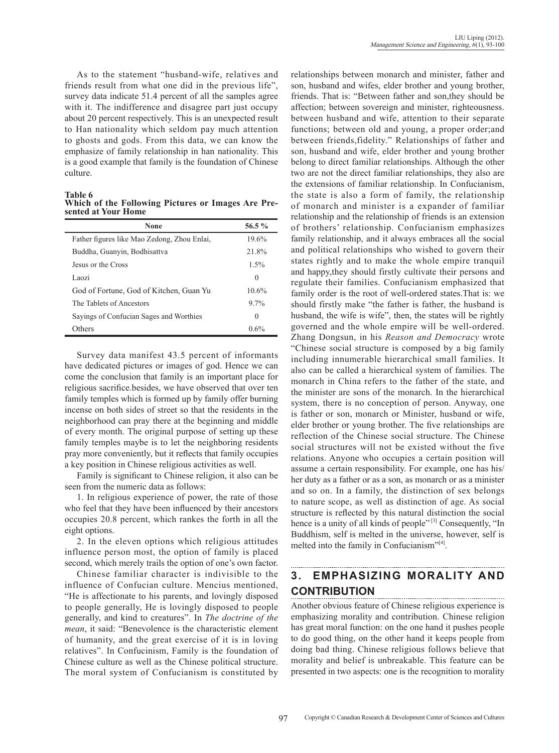As to the statement "husband-wife, relatives and friends result from what one did in the previous life", survey data indicate 51.4 percent of all the samples agree with it. The indifference and disagree part just occupy about 20 percent respectively. This is an unexpected result to Han nationality which seldom pay much attention to ghosts and gods. From this data, we can know the emphasize of family relationship in han nationality. This is a good example that family is the foundation of Chinese culture.

**Table 6**
**Which of the Following Pictures or Images Are Presented at Your Home**

| None | 56.5 % |
|---|---|
| Father figures like Mao Zedong, Zhou Enlai, | 19.6% |
| Buddha, Guanyin, Bodhisattva | 21.8% |
| Jesus or the Cross | 1.5% |
| Laozi | 0 |
| God of Fortune, God of Kitchen, Guan Yu | 10.6% |
| The Tablets of Ancestors | 9.7% |
| Sayings of Confucian Sages and Worthies | 0 |
| Others | 0.6% |

Survey data manifest 43.5 percent of informants have dedicated pictures or images of god. Hence we can come the conclusion that family is an important place for religious sacrifice.besides, we have observed that over ten family temples which is formed up by family offer burning incense on both sides of street so that the residents in the neighborhood can pray there at the beginning and middle of every month. The original purpose of setting up these family temples maybe is to let the neighboring residents pray more conveniently, but it reflects that family occupies a key position in Chinese religious activities as well.

Family is significant to Chinese religion, it also can be seen from the numeric data as follows:

1. In religious experience of power, the rate of those who feel that they have been influenced by their ancestors occupies 20.8 percent, which rankes the forth in all the eight options.

2. In the eleven options which religious attitudes influence person most, the option of family is placed second, which merely trails the option of one's own factor.

Chinese familiar character is indivisible to the influence of Confucian culture. Mencius mentioned, "He is affectionate to his parents, and lovingly disposed to people generally, He is lovingly disposed to people generally, and kind to creatures". In *The doctrine of the mean*, it said: "Benevolence is the characteristic element of humanity, and the great exercise of it is in loving relatives". In Confucinism, Family is the foundation of Chinese culture as well as the Chinese political structure. The moral system of Confucianism is constituted by relationships between monarch and minister, father and son, husband and wifes, elder brother and young brother, friends. That is: "Between father and son,they should be affection; between sovereign and minister, righteousness. between husband and wife, attention to their separate functions; between old and young, a proper order;and between friends,fidelity." Relationships of father and son, husband and wife, elder brother and young brother belong to direct familiar relationships. Although the other two are not the direct familiar relationships, they also are the extensions of familiar relationship. In Confucianism, the state is also a form of family, the relationship of monarch and minister is a expander of familiar relationship and the relationship of friends is an extension of brothers' relationship. Confucianism emphasizes family relationship, and it always embraces all the social and political relationships who wished to govern their states rightly and to make the whole empire tranquil and happy,they should firstly cultivate their persons and regulate their families. Confucianism emphasized that family order is the root of well-ordered states.That is: we should firstly make "the father is father, the husband is husband, the wife is wife", then, the states will be rightly governed and the whole empire will be well-ordered. Zhang Dongsun, in his *Reason and Democracy* wrote "Chinese social structure is composed by a big family including innumerable hierarchical small families. It also can be called a hierarchical system of families. The monarch in China refers to the father of the state, and the minister are sons of the monarch. In the hierarchical system, there is no conception of person. Anyway, one is father or son, monarch or Minister, husband or wife, elder brother or young brother. The five relationships are reflection of the Chinese social structure. The Chinese social structures will not be existed without the five relations. Anyone who occupies a certain position will assume a certain responsibility. For example, one has his/her duty as a father or as a son, as monarch or as a minister and so on. In a family, the distinction of sex belongs to nature scope, as well as distinction of age. As social structure is reflected by this natural distinction the social hence is a unity of all kinds of people"[3] Consequently, "In Buddhism, self is melted in the universe, however, self is melted into the family in Confucianism"[4].

## 3. EMPHASIZING MORALITY AND CONTRIBUTION

Another obvious feature of Chinese religious experience is emphasizing morality and contribution. Chinese religion has great moral function: on the one hand it pushes people to do good thing, on the other hand it keeps people from doing bad thing. Chinese religious follows believe that morality and belief is unbreakable. This feature can be presented in two aspects: one is the recognition to morality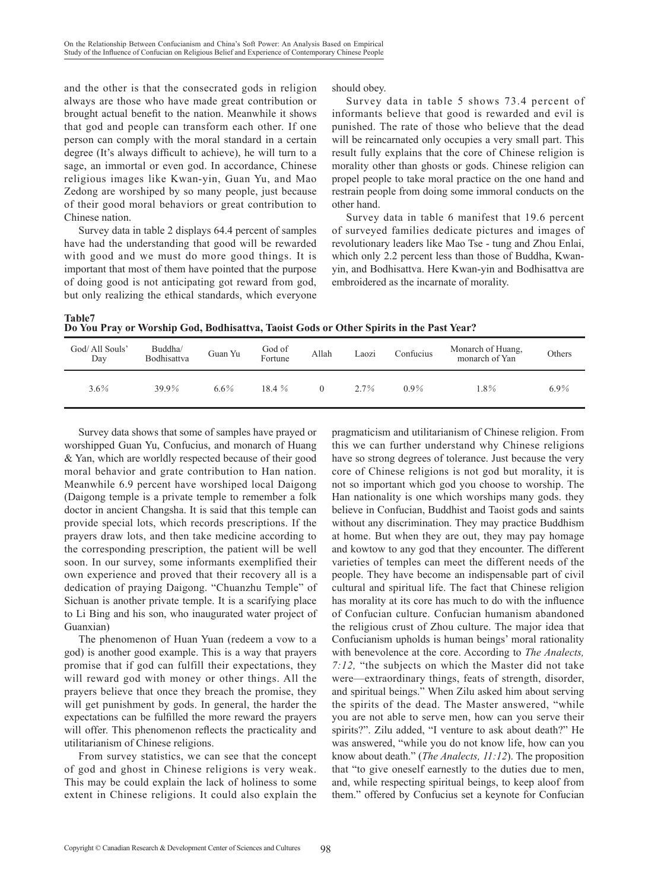and the other is that the consecrated gods in religion always are those who have made great contribution or brought actual benefit to the nation. Meanwhile it shows that god and people can transform each other. If one person can comply with the moral standard in a certain degree (It's always difficult to achieve), he will turn to a sage, an immortal or even god. In accordance, Chinese religious images like Kwan-yin, Guan Yu, and Mao Zedong are worshiped by so many people, just because of their good moral behaviors or great contribution to Chinese nation.

Survey data in table 2 displays 64.4 percent of samples have had the understanding that good will be rewarded with good and we must do more good things. It is important that most of them have pointed that the purpose of doing good is not anticipating got reward from god, but only realizing the ethical standards, which everyone should obey.

Survey data in table 5 shows 73.4 percent of informants believe that good is rewarded and evil is punished. The rate of those who believe that the dead will be reincarnated only occupies a very small part. This result fully explains that the core of Chinese religion is morality other than ghosts or gods. Chinese religion can propel people to take moral practice on the one hand and restrain people from doing some immoral conducts on the other hand.

Survey data in table 6 manifest that 19.6 percent of surveyed families dedicate pictures and images of revolutionary leaders like Mao Tse - tung and Zhou Enlai, which only 2.2 percent less than those of Buddha, Kwan-yin, and Bodhisattva. Here Kwan-yin and Bodhisattva are embroidered as the incarnate of morality.

**Table7**
**Do You Pray or Worship God, Bodhisattva, Taoist Gods or Other Spirits in the Past Year?**

| God/ All Souls' Day | Buddha/ Bodhisattva | Guan Yu | God of Fortune | Allah | Laozi | Confucius | Monarch of Huang, monarch of Yan | Others |
|---|---|---|---|---|---|---|---|---|
| 3.6% | 39.9% | 6.6% | 18.4 % | 0 | 2.7% | 0.9% | 1.8% | 6.9% |

Survey data shows that some of samples have prayed or worshipped Guan Yu, Confucius, and monarch of Huang & Yan, which are worldly respected because of their good moral behavior and grate contribution to Han nation. Meanwhile 6.9 percent have worshiped local Daigong (Daigong temple is a private temple to remember a folk doctor in ancient Changsha. It is said that this temple can provide special lots, which records prescriptions. If the prayers draw lots, and then take medicine according to the corresponding prescription, the patient will be well soon. In our survey, some informants exemplified their own experience and proved that their recovery all is a dedication of praying Daigong. "Chuanzhu Temple" of Sichuan is another private temple. It is a scarifying place to Li Bing and his son, who inaugurated water project of Guanxian)

The phenomenon of Huan Yuan (redeem a vow to a god) is another good example. This is a way that prayers promise that if god can fulfill their expectations, they will reward god with money or other things. All the prayers believe that once they breach the promise, they will get punishment by gods. In general, the harder the expectations can be fulfilled the more reward the prayers will offer. This phenomenon reflects the practicality and utilitarianism of Chinese religions.

From survey statistics, we can see that the concept of god and ghost in Chinese religions is very weak. This may be could explain the lack of holiness to some extent in Chinese religions. It could also explain the pragmaticism and utilitarianism of Chinese religion. From this we can further understand why Chinese religions have so strong degrees of tolerance. Just because the very core of Chinese religions is not god but morality, it is not so important which god you choose to worship. The Han nationality is one which worships many gods. they believe in Confucian, Buddhist and Taoist gods and saints without any discrimination. They may practice Buddhism at home. But when they are out, they may pay homage and kowtow to any god that they encounter. The different varieties of temples can meet the different needs of the people. They have become an indispensable part of civil cultural and spiritual life. The fact that Chinese religion has morality at its core has much to do with the influence of Confucian culture. Confucian humanism abandoned the religious crust of Zhou culture. The major idea that Confucianism upholds is human beings' moral rationality with benevolence at the core. According to *The Analects, 7:12,* "the subjects on which the Master did not take were—extraordinary things, feats of strength, disorder, and spiritual beings." When Zilu asked him about serving the spirits of the dead. The Master answered, "while you are not able to serve men, how can you serve their spirits?". Zilu added, "I venture to ask about death?" He was answered, "while you do not know life, how can you know about death." (*The Analects, 11:12*). The proposition that "to give oneself earnestly to the duties due to men, and, while respecting spiritual beings, to keep aloof from them." offered by Confucius set a keynote for Confucian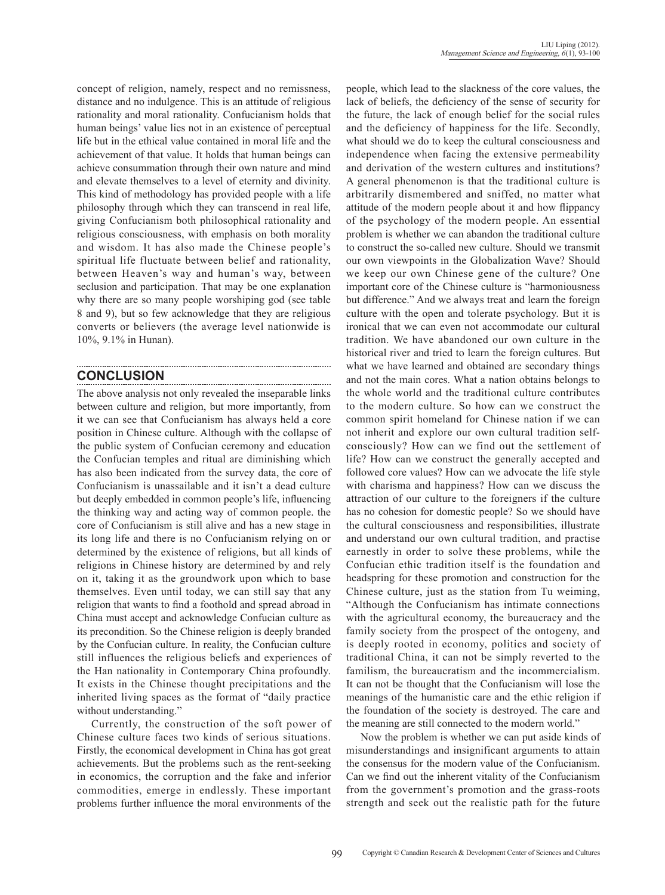concept of religion, namely, respect and no remissness, distance and no indulgence. This is an attitude of religious rationality and moral rationality. Confucianism holds that human beings' value lies not in an existence of perceptual life but in the ethical value contained in moral life and the achievement of that value. It holds that human beings can achieve consummation through their own nature and mind and elevate themselves to a level of eternity and divinity. This kind of methodology has provided people with a life philosophy through which they can transcend in real life, giving Confucianism both philosophical rationality and religious consciousness, with emphasis on both morality and wisdom. It has also made the Chinese people's spiritual life fluctuate between belief and rationality, between Heaven's way and human's way, between seclusion and participation. That may be one explanation why there are so many people worshiping god (see table 8 and 9), but so few acknowledge that they are religious converts or believers (the average level nationwide is 10%, 9.1% in Hunan).

## CONCLUSION

The above analysis not only revealed the inseparable links between culture and religion, but more importantly, from it we can see that Confucianism has always held a core position in Chinese culture. Although with the collapse of the public system of Confucian ceremony and education the Confucian temples and ritual are diminishing which has also been indicated from the survey data, the core of Confucianism is unassailable and it isn't a dead culture but deeply embedded in common people's life, influencing the thinking way and acting way of common people. the core of Confucianism is still alive and has a new stage in its long life and there is no Confucianism relying on or determined by the existence of religions, but all kinds of religions in Chinese history are determined by and rely on it, taking it as the groundwork upon which to base themselves. Even until today, we can still say that any religion that wants to find a foothold and spread abroad in China must accept and acknowledge Confucian culture as its precondition. So the Chinese religion is deeply branded by the Confucian culture. In reality, the Confucian culture still influences the religious beliefs and experiences of the Han nationality in Contemporary China profoundly. It exists in the Chinese thought precipitations and the inherited living spaces as the format of "daily practice without understanding."

Currently, the construction of the soft power of Chinese culture faces two kinds of serious situations. Firstly, the economical development in China has got great achievements. But the problems such as the rent-seeking in economics, the corruption and the fake and inferior commodities, emerge in endlessly. These important problems further influence the moral environments of the people, which lead to the slackness of the core values, the lack of beliefs, the deficiency of the sense of security for the future, the lack of enough belief for the social rules and the deficiency of happiness for the life. Secondly, what should we do to keep the cultural consciousness and independence when facing the extensive permeability and derivation of the western cultures and institutions? A general phenomenon is that the traditional culture is arbitrarily dismembered and sniffed, no matter what attitude of the modern people about it and how flippancy of the psychology of the modern people. An essential problem is whether we can abandon the traditional culture to construct the so-called new culture. Should we transmit our own viewpoints in the Globalization Wave? Should we keep our own Chinese gene of the culture? One important core of the Chinese culture is "harmoniousness but difference." And we always treat and learn the foreign culture with the open and tolerate psychology. But it is ironical that we can even not accommodate our cultural tradition. We have abandoned our own culture in the historical river and tried to learn the foreign cultures. But what we have learned and obtained are secondary things and not the main cores. What a nation obtains belongs to the whole world and the traditional culture contributes to the modern culture. So how can we construct the common spirit homeland for Chinese nation if we can not inherit and explore our own cultural tradition self-consciously? How can we find out the settlement of life? How can we construct the generally accepted and followed core values? How can we advocate the life style with charisma and happiness? How can we discuss the attraction of our culture to the foreigners if the culture has no cohesion for domestic people? So we should have the cultural consciousness and responsibilities, illustrate and understand our own cultural tradition, and practise earnestly in order to solve these problems, while the Confucian ethic tradition itself is the foundation and headspring for these promotion and construction for the Chinese culture, just as the station from Tu weiming, "Although the Confucianism has intimate connections with the agricultural economy, the bureaucracy and the family society from the prospect of the ontogeny, and is deeply rooted in economy, politics and society of traditional China, it can not be simply reverted to the familism, the bureaucratism and the incommercialism. It can not be thought that the Confucianism will lose the meanings of the humanistic care and the ethic religion if the foundation of the society is destroyed. The care and the meaning are still connected to the modern world."

Now the problem is whether we can put aside kinds of misunderstandings and insignificant arguments to attain the consensus for the modern value of the Confucianism. Can we find out the inherent vitality of the Confucianism from the government's promotion and the grass-roots strength and seek out the realistic path for the future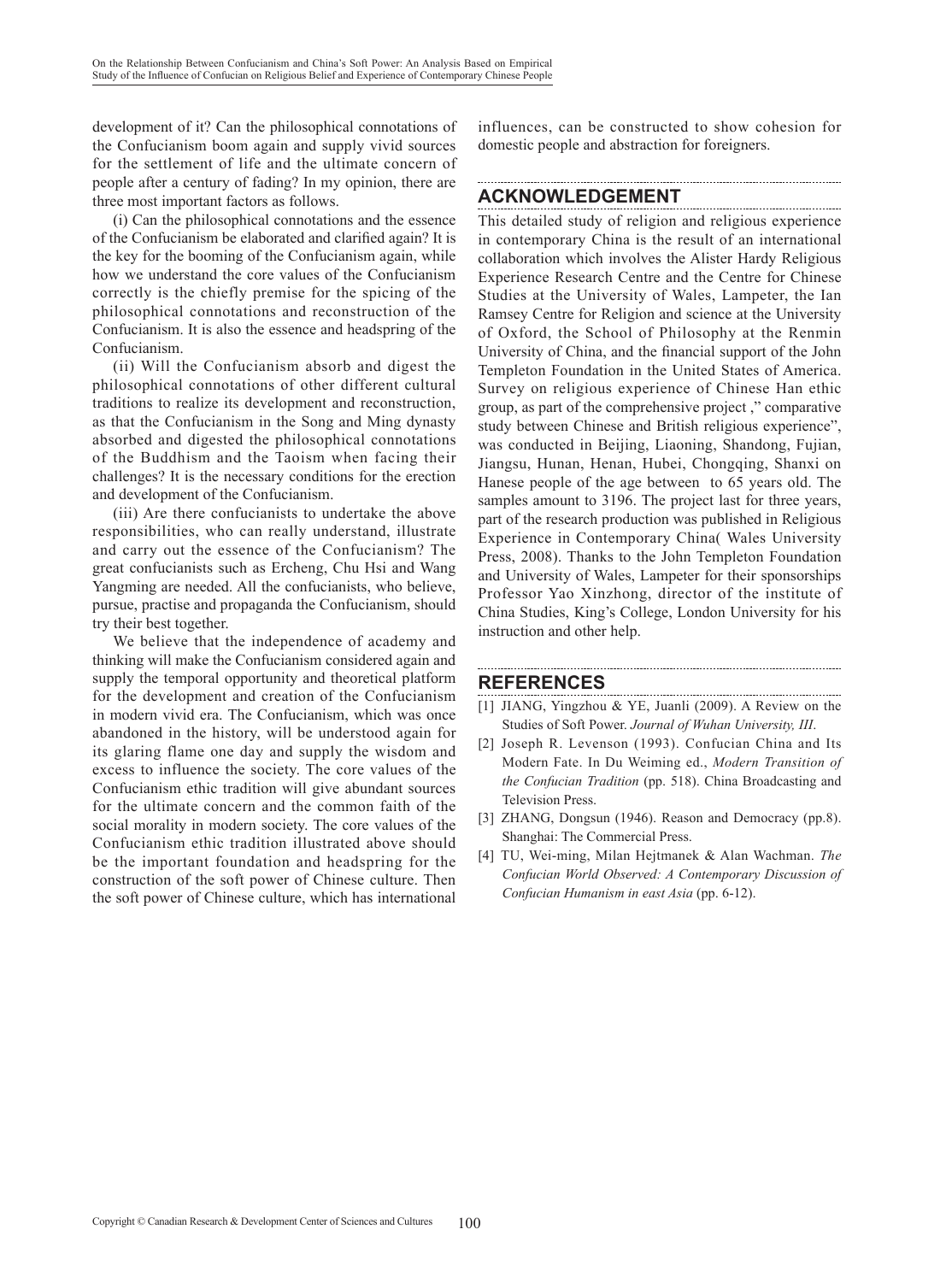development of it? Can the philosophical connotations of the Confucianism boom again and supply vivid sources for the settlement of life and the ultimate concern of people after a century of fading? In my opinion, there are three most important factors as follows.

(i) Can the philosophical connotations and the essence of the Confucianism be elaborated and clarified again? It is the key for the booming of the Confucianism again, while how we understand the core values of the Confucianism correctly is the chiefly premise for the spicing of the philosophical connotations and reconstruction of the Confucianism. It is also the essence and headspring of the Confucianism.

(ii) Will the Confucianism absorb and digest the philosophical connotations of other different cultural traditions to realize its development and reconstruction, as that the Confucianism in the Song and Ming dynasty absorbed and digested the philosophical connotations of the Buddhism and the Taoism when facing their challenges? It is the necessary conditions for the erection and development of the Confucianism.

(iii) Are there confucianists to undertake the above responsibilities, who can really understand, illustrate and carry out the essence of the Confucianism? The great confucianists such as Ercheng, Chu Hsi and Wang Yangming are needed. All the confucianists, who believe, pursue, practise and propaganda the Confucianism, should try their best together.

We believe that the independence of academy and thinking will make the Confucianism considered again and supply the temporal opportunity and theoretical platform for the development and creation of the Confucianism in modern vivid era. The Confucianism, which was once abandoned in the history, will be understood again for its glaring flame one day and supply the wisdom and excess to influence the society. The core values of the Confucianism ethic tradition will give abundant sources for the ultimate concern and the common faith of the social morality in modern society. The core values of the Confucianism ethic tradition illustrated above should be the important foundation and headspring for the construction of the soft power of Chinese culture. Then the soft power of Chinese culture, which has international influences, can be constructed to show cohesion for domestic people and abstraction for foreigners.

## ACKNOWLEDGEMENT

This detailed study of religion and religious experience in contemporary China is the result of an international collaboration which involves the Alister Hardy Religious Experience Research Centre and the Centre for Chinese Studies at the University of Wales, Lampeter, the Ian Ramsey Centre for Religion and science at the University of Oxford, the School of Philosophy at the Renmin University of China, and the financial support of the John Templeton Foundation in the United States of America. Survey on religious experience of Chinese Han ethic group, as part of the comprehensive project ," comparative study between Chinese and British religious experience", was conducted in Beijing, Liaoning, Shandong, Fujian, Jiangsu, Hunan, Henan, Hubei, Chongqing, Shanxi on Hanese people of the age between  to 65 years old. The samples amount to 3196. The project last for three years, part of the research production was published in Religious Experience in Contemporary China( Wales University Press, 2008). Thanks to the John Templeton Foundation and University of Wales, Lampeter for their sponsorships Professor Yao Xinzhong, director of the institute of China Studies, King's College, London University for his instruction and other help.

## REFERENCES

[1] JIANG, Yingzhou & YE, Juanli (2009). A Review on the Studies of Soft Power. *Journal of Wuhan University, III*.

[2] Joseph R. Levenson (1993). Confucian China and Its Modern Fate. In Du Weiming ed., *Modern Transition of the Confucian Tradition* (pp. 518). China Broadcasting and Television Press.

[3] ZHANG, Dongsun (1946). Reason and Democracy (pp.8). Shanghai: The Commercial Press.

[4] TU, Wei-ming, Milan Hejtmanek & Alan Wachman. *The Confucian World Observed: A Contemporary Discussion of Confucian Humanism in east Asia* (pp. 6-12).